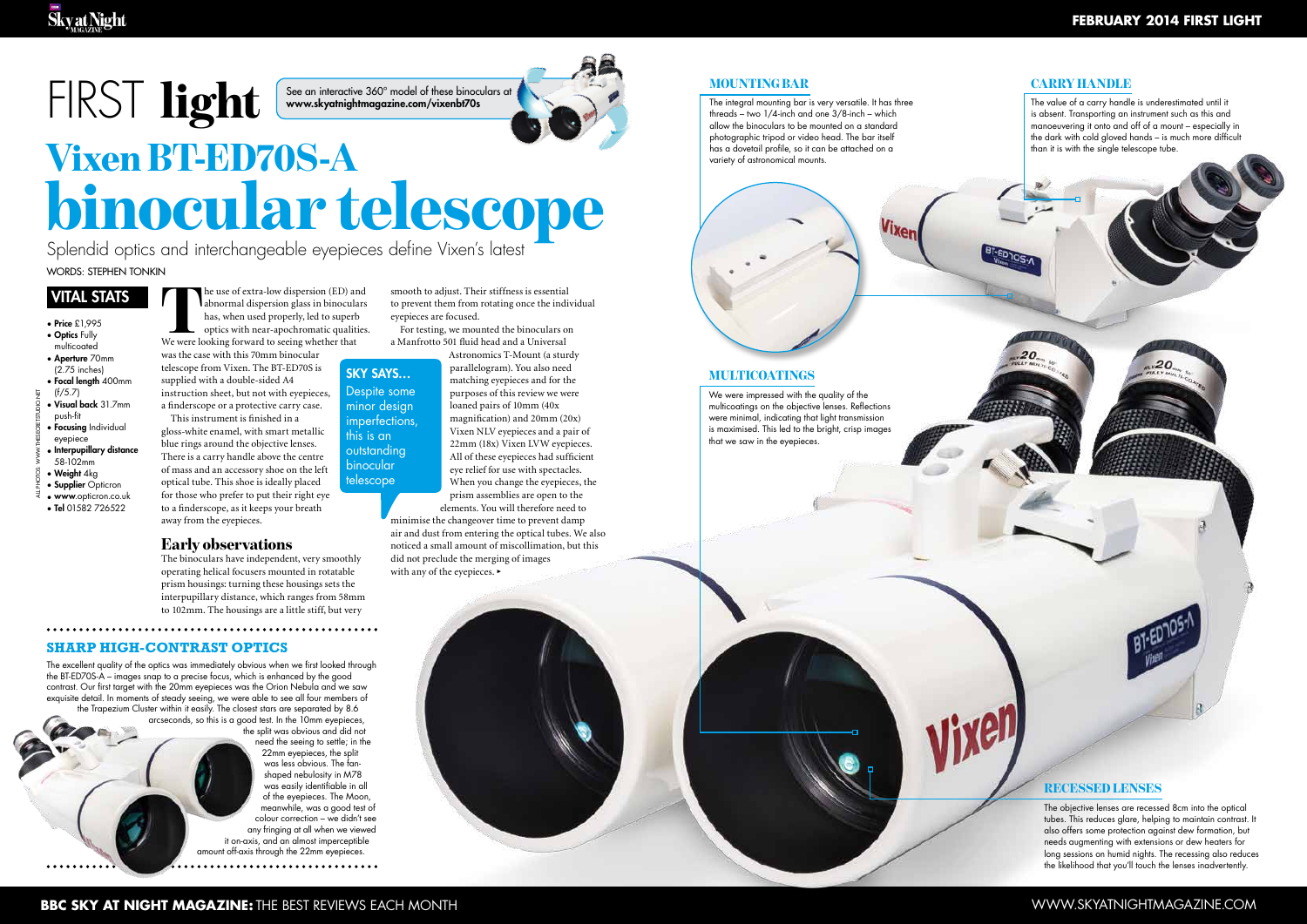# FIRST light

See an interactive 360° model of these binoculars at **www.skyatnightmagazine.com/vixenbt70s**

# Vixen BT-ED70S-A binocular telescope

Splendid optics and interchangeable eyepieces define Vixen's latest

WORDS: STEPHEN TONKIN

## VITAL STATS

- **Price** £1,995
- **Optics** Fully multicoated
- **Aperture** 70mm (2.75 inches)
- **Focal length** 400mm (f/5.7)
- **Visual back** 31.7mm push-fit
- **Focusing** Individual eyepiece
- **Interpupillary distance** 58-102mm
- **Weight** 4kg
- **Supplier** Opticron
- **www**.opticron.co.uk
- **Tel** 01582 726522

ALL PHOTOS: WWW.THESECRETSTUDIO.NET

The use of extra-low dispersion (ED) and abnormal dispersion glass in binoculars has, when used properly, led to superb optics with near-apochromatic qualities. We were looking forward to seeing whether that was the case with this 70mm binocular telescope from Vixen. The BT-ED70S is supplied with a double-sided A4 instruction sheet, but not with eyepieces, a finderscope or a protective carry case.

This instrument is finished in a gloss-white enamel, with smart metallic blue rings around the objective lenses. There is a carry handle above the centre of mass and an accessory shoe on the left optical tube. This shoe is ideally placed for those who prefer to put their right eye to a finderscope, as it keeps your breath away from the eyepieces.

## Early observations

The binoculars have independent, very smoothly operating helical focusers mounted in rotatable prism housings: turning these housings sets the interpupillary distance, which ranges from 58mm to 102mm. The housings are a little stiff, but very smooth to adjust. Their stiffness is essential to prevent them from rotating once the individual eyepieces are focused.

For testing, we mounted the binoculars on a Manfrotto 501 fluid head and a Universal Astronomics T-Mount (a sturdy parallelogram). You also need matching eyepieces and for the purposes of this review we were loaned pairs of 10mm (40x magnification) and 20mm (20x) Vixen NLV eyepieces and a pair of 22mm (18x) Vixen LVW eyepieces. All of these eyepieces had sufficient eye relief for use with spectacles. When you change the eyepieces, the prism assemblies are open to the elements. You will therefore need to minimise the changeover time to prevent damp air and dust from entering the optical tubes. We also noticed a small amount of miscollimation, but this did not preclude the merging of images with any of the eyepieces. ▸

**SKY SAYS…** Despite some minor design imperfections, this is an outstanding binocular telescope

## SHARP HIGH-CONTRAST OPTICS

The excellent quality of the optics was immediately obvious when we first looked through the BT-ED70S-A – images snap to a precise focus, which is enhanced by the good contrast. Our first target with the 20mm eyepieces was the Orion Nebula and we saw exquisite detail. In moments of steady seeing, we were able to see all four members of the Trapezium Cluster within it easily. The closest stars are separated by 8.6 arcseconds, so this is a good test. In the 10mm eyepieces, the split was obvious and did not need the seeing to settle; in the 22mm eyepieces, the split was less obvious. The fan-shaped nebulosity in M78 was easily identifiable in all of the eyepieces. The Moon, meanwhile, was a good test of colour correction – we didn't see any fringing at all when we viewed it on-axis, and an almost imperceptible amount off-axis through the 22mm eyepieces.

## MOUNTING BAR

The integral mounting bar is very versatile. It has three threads – two 1/4-inch and one 3/8-inch – which allow the binoculars to be mounted on a standard photographic tripod or video head. The bar itself has a dovetail profile, so it can be attached on a variety of astronomical mounts.

## CARRY HANDLE

The value of a carry handle is underestimated until it is absent. Transporting an instrument such as this and manoeuvering it onto and off of a mount – especially in the dark with cold gloved hands – is much more difficult than it is with the single telescope tube.

## MULTICOATINGS

We were impressed with the quality of the multicoatings on the objective lenses. Reflections were minimal, indicating that light transmission is maximised. This led to the bright, crisp images that we saw in the eyepieces.

## RECESSED LENSES

The objective lenses are recessed 8cm into the optical tubes. This reduces glare, helping to maintain contrast. It also offers some protection against dew formation, but needs augmenting with extensions or dew heaters for long sessions on humid nights. The recessing also reduces the likelihood that you'll touch the lenses inadvertently.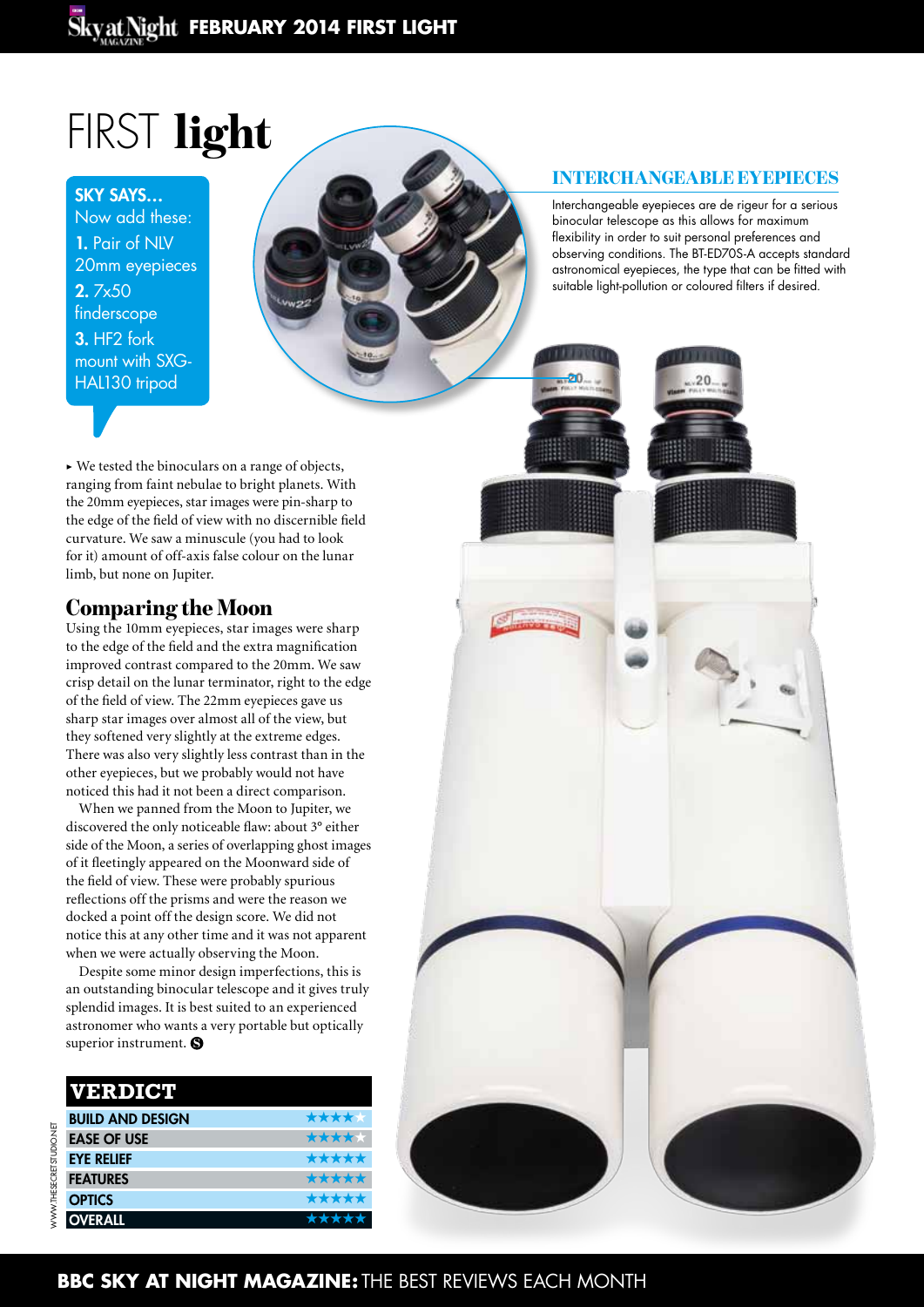# FIRST **light**

**SKY SAYS…**
Now add these:
**1.** Pair of NLV 20mm eyepieces
**2.** 7x50 finderscope
**3.** HF2 fork mount with SXG-HAL130 tripod

## INTERCHANGEABLE EYEPIECES

Interchangeable eyepieces are de rigeur for a serious binocular telescope as this allows for maximum flexibility in order to suit personal preferences and observing conditions. The BT-ED70S-A accepts standard astronomical eyepieces, the type that can be fitted with suitable light-pollution or coloured filters if desired.

► We tested the binoculars on a range of objects, ranging from faint nebulae to bright planets. With the 20mm eyepieces, star images were pin-sharp to the edge of the field of view with no discernible field curvature. We saw a minuscule (you had to look for it) amount of off-axis false colour on the lunar limb, but none on Jupiter.

## Comparing the Moon

Using the 10mm eyepieces, star images were sharp to the edge of the field and the extra magnification improved contrast compared to the 20mm. We saw crisp detail on the lunar terminator, right to the edge of the field of view. The 22mm eyepieces gave us sharp star images over almost all of the view, but they softened very slightly at the extreme edges. There was also very slightly less contrast than in the other eyepieces, but we probably would not have noticed this had it not been a direct comparison.

When we panned from the Moon to Jupiter, we discovered the only noticeable flaw: about 3° either side of the Moon, a series of overlapping ghost images of it fleetingly appeared on the Moonward side of the field of view. These were probably spurious reflections off the prisms and were the reason we docked a point off the design score. We did not notice this at any other time and it was not apparent when we were actually observing the Moon.

Despite some minor design imperfections, this is an outstanding binocular telescope and it gives truly splendid images. It is best suited to an experienced astronomer who wants a very portable but optically superior instrument.

## VERDICT

| | |
|---|---|
| BUILD AND DESIGN | ★★★★ |
| EASE OF USE | ★★★★ |
| EYE RELIEF | ★★★★★ |
| FEATURES | ★★★★★ |
| OPTICS | ★★★★★ |
| OVERALL | ★★★★★ |